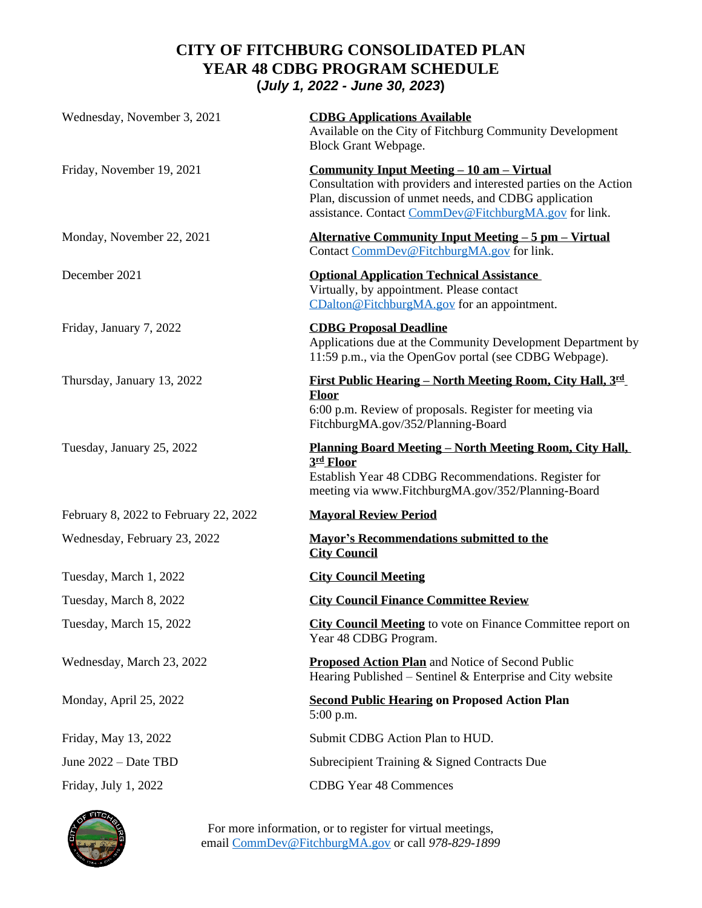# CITY OF FITCHBURG CONSOLIDATED PLAN
# YEAR 48 CDBG PROGRAM SCHEDULE
## (*July 1, 2022 - June 30, 2023*)

| | |
|---|---|
| Wednesday, November 3, 2021 | **CDBG Applications Available**<br>Available on the City of Fitchburg Community Development Block Grant Webpage. |
| Friday, November 19, 2021 | **Community Input Meeting – 10 am – Virtual**<br>Consultation with providers and interested parties on the Action Plan, discussion of unmet needs, and CDBG application assistance. Contact CommDev@FitchburgMA.gov for link. |
| Monday, November 22, 2021 | **Alternative Community Input Meeting – 5 pm – Virtual**<br>Contact CommDev@FitchburgMA.gov for link. |
| December 2021 | **Optional Application Technical Assistance**<br>Virtually, by appointment. Please contact CDalton@FitchburgMA.gov for an appointment. |
| Friday, January 7, 2022 | **CDBG Proposal Deadline**<br>Applications due at the Community Development Department by 11:59 p.m., via the OpenGov portal (see CDBG Webpage). |
| Thursday, January 13, 2022 | **First Public Hearing – North Meeting Room, City Hall, 3rd Floor**<br>6:00 p.m. Review of proposals. Register for meeting via FitchburgMA.gov/352/Planning-Board |
| Tuesday, January 25, 2022 | **Planning Board Meeting – North Meeting Room, City Hall, 3rd Floor**<br>Establish Year 48 CDBG Recommendations. Register for meeting via www.FitchburgMA.gov/352/Planning-Board |
| February 8, 2022 to February 22, 2022 | **Mayoral Review Period** |
| Wednesday, February 23, 2022 | **Mayor's Recommendations submitted to the City Council** |
| Tuesday, March 1, 2022 | **City Council Meeting** |
| Tuesday, March 8, 2022 | **City Council Finance Committee Review** |
| Tuesday, March 15, 2022 | **City Council Meeting** to vote on Finance Committee report on Year 48 CDBG Program. |
| Wednesday, March 23, 2022 | **Proposed Action Plan** and Notice of Second Public Hearing Published – Sentinel & Enterprise and City website |
| Monday, April 25, 2022 | **Second Public Hearing on Proposed Action Plan**<br>5:00 p.m. |
| Friday, May 13, 2022 | Submit CDBG Action Plan to HUD. |
| June 2022 – Date TBD | Subrecipient Training & Signed Contracts Due |
| Friday, July 1, 2022 | CDBG Year 48 Commences |

For more information, or to register for virtual meetings, email CommDev@FitchburgMA.gov or call *978-829-1899*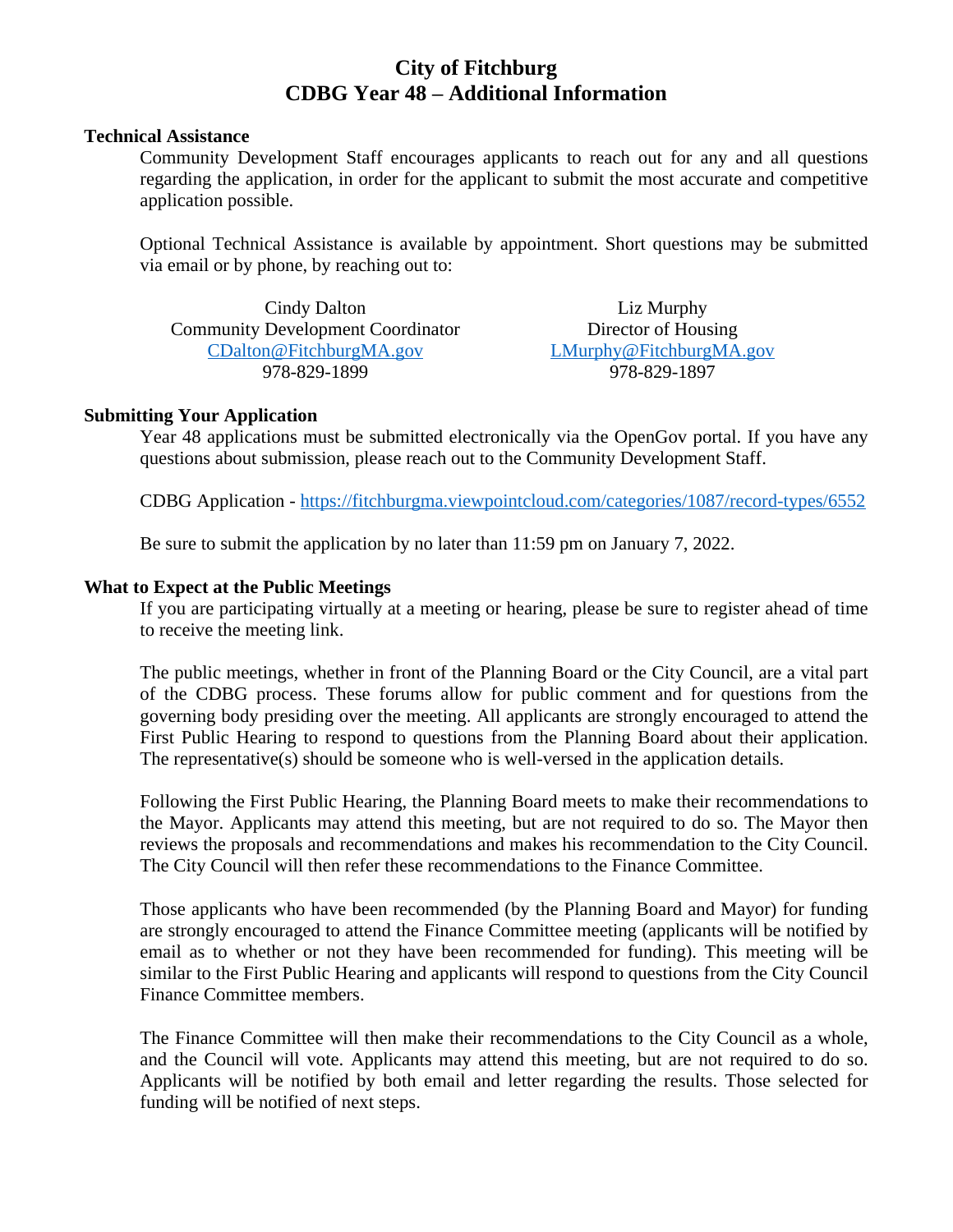# City of Fitchburg
# CDBG Year 48 – Additional Information

## Technical Assistance

Community Development Staff encourages applicants to reach out for any and all questions regarding the application, in order for the applicant to submit the most accurate and competitive application possible.

Optional Technical Assistance is available by appointment. Short questions may be submitted via email or by phone, by reaching out to:

Cindy Dalton
Community Development Coordinator
CDalton@FitchburgMA.gov
978-829-1899

Liz Murphy
Director of Housing
LMurphy@FitchburgMA.gov
978-829-1897

## Submitting Your Application

Year 48 applications must be submitted electronically via the OpenGov portal. If you have any questions about submission, please reach out to the Community Development Staff.

CDBG Application - https://fitchburgma.viewpointcloud.com/categories/1087/record-types/6552

Be sure to submit the application by no later than 11:59 pm on January 7, 2022.

## What to Expect at the Public Meetings

If you are participating virtually at a meeting or hearing, please be sure to register ahead of time to receive the meeting link.

The public meetings, whether in front of the Planning Board or the City Council, are a vital part of the CDBG process. These forums allow for public comment and for questions from the governing body presiding over the meeting. All applicants are strongly encouraged to attend the First Public Hearing to respond to questions from the Planning Board about their application. The representative(s) should be someone who is well-versed in the application details.

Following the First Public Hearing, the Planning Board meets to make their recommendations to the Mayor. Applicants may attend this meeting, but are not required to do so. The Mayor then reviews the proposals and recommendations and makes his recommendation to the City Council. The City Council will then refer these recommendations to the Finance Committee.

Those applicants who have been recommended (by the Planning Board and Mayor) for funding are strongly encouraged to attend the Finance Committee meeting (applicants will be notified by email as to whether or not they have been recommended for funding). This meeting will be similar to the First Public Hearing and applicants will respond to questions from the City Council Finance Committee members.

The Finance Committee will then make their recommendations to the City Council as a whole, and the Council will vote. Applicants may attend this meeting, but are not required to do so. Applicants will be notified by both email and letter regarding the results. Those selected for funding will be notified of next steps.